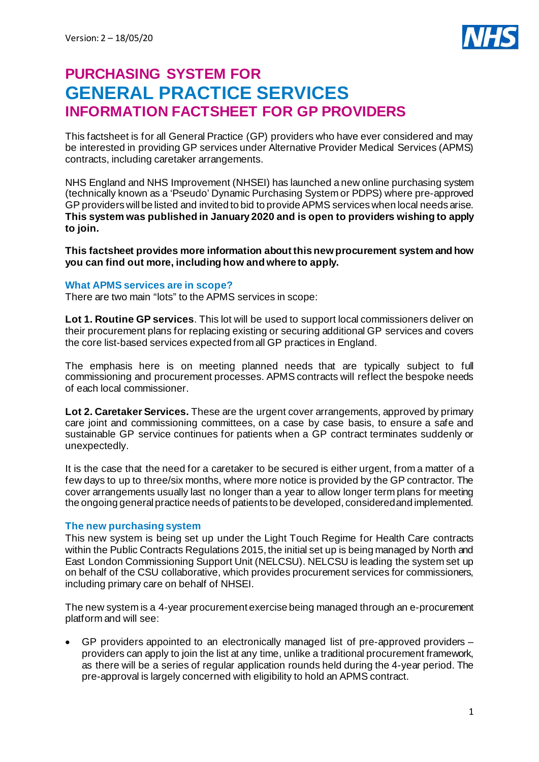Version: 2 – 18/05/20

# PURCHASING SYSTEM FOR
# GENERAL PRACTICE SERVICES
# INFORMATION FACTSHEET FOR GP PROVIDERS

This factsheet is for all General Practice (GP) providers who have ever considered and may be interested in providing GP services under Alternative Provider Medical Services (APMS) contracts, including caretaker arrangements.

NHS England and NHS Improvement (NHSEI) has launched a new online purchasing system (technically known as a 'Pseudo' Dynamic Purchasing System or PDPS) where pre-approved GP providers will be listed and invited to bid to provide APMS services when local needs arise. **This system was published in January 2020 and is open to providers wishing to apply to join.**

**This factsheet provides more information about this new procurement system and how you can find out more, including how and where to apply.**

### What APMS services are in scope?

There are two main "lots" to the APMS services in scope:

**Lot 1. Routine GP services**. This lot will be used to support local commissioners deliver on their procurement plans for replacing existing or securing additional GP services and covers the core list-based services expected from all GP practices in England.

The emphasis here is on meeting planned needs that are typically subject to full commissioning and procurement processes. APMS contracts will reflect the bespoke needs of each local commissioner.

**Lot 2. Caretaker Services.** These are the urgent cover arrangements, approved by primary care joint and commissioning committees, on a case by case basis, to ensure a safe and sustainable GP service continues for patients when a GP contract terminates suddenly or unexpectedly.

It is the case that the need for a caretaker to be secured is either urgent, from a matter of a few days to up to three/six months, where more notice is provided by the GP contractor. The cover arrangements usually last no longer than a year to allow longer term plans for meeting the ongoing general practice needs of patients to be developed, considered and implemented.

### The new purchasing system

This new system is being set up under the Light Touch Regime for Health Care contracts within the Public Contracts Regulations 2015, the initial set up is being managed by North and East London Commissioning Support Unit (NELCSU). NELCSU is leading the system set up on behalf of the CSU collaborative, which provides procurement services for commissioners, including primary care on behalf of NHSEI.

The new system is a 4-year procurement exercise being managed through an e-procurement platform and will see:

- GP providers appointed to an electronically managed list of pre-approved providers – providers can apply to join the list at any time, unlike a traditional procurement framework, as there will be a series of regular application rounds held during the 4-year period. The pre-approval is largely concerned with eligibility to hold an APMS contract.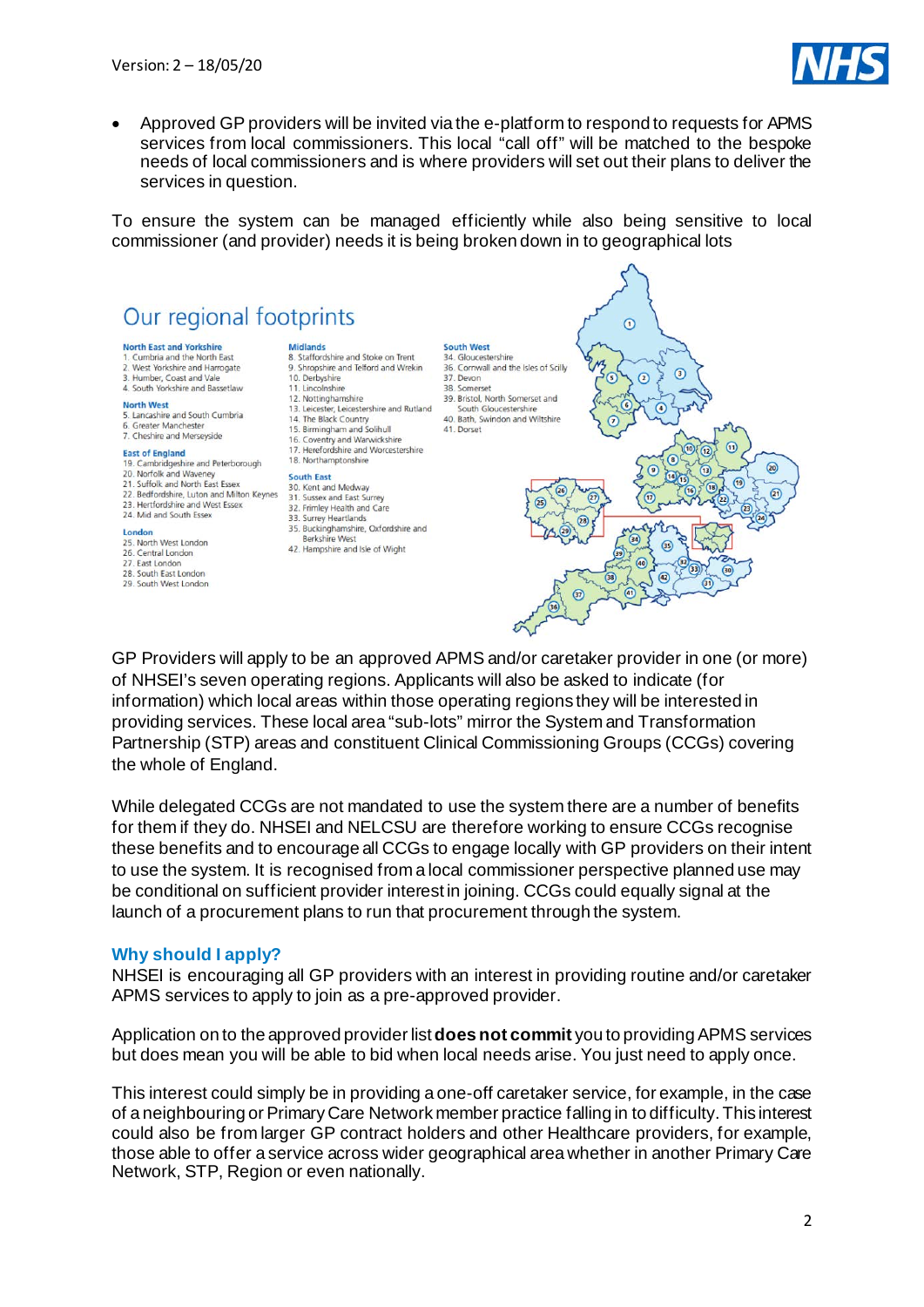- Approved GP providers will be invited via the e-platform to respond to requests for APMS services from local commissioners. This local "call off" will be matched to the bespoke needs of local commissioners and is where providers will set out their plans to deliver the services in question.

To ensure the system can be managed efficiently while also being sensitive to local commissioner (and provider) needs it is being broken down in to geographical lots

## Our regional footprints

**North East and Yorkshire**
1. Cumbria and the North East
2. West Yorkshire and Harrogate
3. Humber, Coast and Vale
4. South Yorkshire and Bassetlaw

**North West**
5. Lancashire and South Cumbria
6. Greater Manchester
7. Cheshire and Merseyside

**East of England**
19. Cambridgeshire and Peterborough
20. Norfolk and Waveney
21. Suffolk and North East Essex
22. Bedfordshire, Luton and Milton Keynes
23. Hertfordshire and West Essex
24. Mid and South Essex

**London**
25. North West London
26. Central London
27. East London
28. South East London
29. South West London

**Midlands**
8. Staffordshire and Stoke on Trent
9. Shropshire and Telford and Wrekin
10. Derbyshire
11. Lincolnshire
12. Nottinghamshire
13. Leicester, Leicestershire and Rutland
14. The Black Country
15. Birmingham and Solihull
16. Coventry and Warwickshire
17. Herefordshire and Worcestershire
18. Northamptonshire

**South East**
30. Kent and Medway
31. Sussex and East Surrey
32. Frimley Health and Care
33. Surrey Heartlands
35. Buckinghamshire, Oxfordshire and Berkshire West
42. Hampshire and Isle of Wight

**South West**
34. Gloucestershire
36. Cornwall and the Isles of Scilly
37. Devon
38. Somerset
39. Bristol, North Somerset and South Gloucestershire
40. Bath, Swindon and Wiltshire
41. Dorset

GP Providers will apply to be an approved APMS and/or caretaker provider in one (or more) of NHSEI's seven operating regions. Applicants will also be asked to indicate (for information) which local areas within those operating regions they will be interested in providing services. These local area "sub-lots" mirror the System and Transformation Partnership (STP) areas and constituent Clinical Commissioning Groups (CCGs) covering the whole of England.

While delegated CCGs are not mandated to use the system there are a number of benefits for them if they do. NHSEI and NELCSU are therefore working to ensure CCGs recognise these benefits and to encourage all CCGs to engage locally with GP providers on their intent to use the system. It is recognised from a local commissioner perspective planned use may be conditional on sufficient provider interest in joining. CCGs could equally signal at the launch of a procurement plans to run that procurement through the system.

### Why should I apply?

NHSEI is encouraging all GP providers with an interest in providing routine and/or caretaker APMS services to apply to join as a pre-approved provider.

Application on to the approved provider list **does not commit** you to providing APMS services but does mean you will be able to bid when local needs arise. You just need to apply once.

This interest could simply be in providing a one-off caretaker service, for example, in the case of a neighbouring or Primary Care Network member practice falling in to difficulty. This interest could also be from larger GP contract holders and other Healthcare providers, for example, those able to offer a service across wider geographical area whether in another Primary Care Network, STP, Region or even nationally.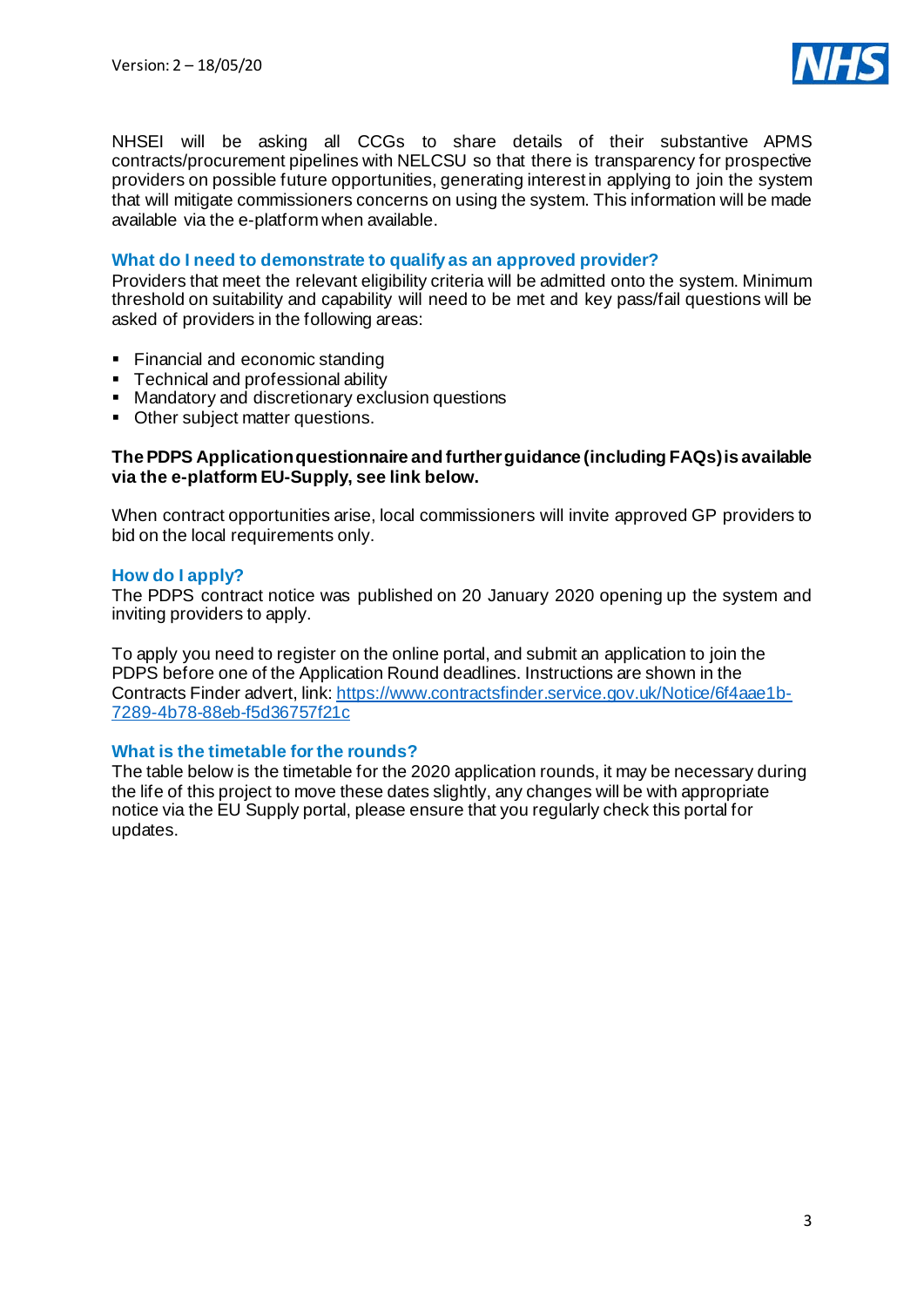NHSEI will be asking all CCGs to share details of their substantive APMS contracts/procurement pipelines with NELCSU so that there is transparency for prospective providers on possible future opportunities, generating interest in applying to join the system that will mitigate commissioners concerns on using the system. This information will be made available via the e-platform when available.

### What do I need to demonstrate to qualify as an approved provider?

Providers that meet the relevant eligibility criteria will be admitted onto the system. Minimum threshold on suitability and capability will need to be met and key pass/fail questions will be asked of providers in the following areas:

- Financial and economic standing
- Technical and professional ability
- Mandatory and discretionary exclusion questions
- Other subject matter questions.

**The PDPS Application questionnaire and further guidance (including FAQs) is available via the e-platform EU-Supply, see link below.**

When contract opportunities arise, local commissioners will invite approved GP providers to bid on the local requirements only.

### How do I apply?

The PDPS contract notice was published on 20 January 2020 opening up the system and inviting providers to apply.

To apply you need to register on the online portal, and submit an application to join the PDPS before one of the Application Round deadlines. Instructions are shown in the Contracts Finder advert, link: https://www.contractsfinder.service.gov.uk/Notice/6f4aae1b-7289-4b78-88eb-f5d36757f21c

### What is the timetable for the rounds?

The table below is the timetable for the 2020 application rounds, it may be necessary during the life of this project to move these dates slightly, any changes will be with appropriate notice via the EU Supply portal, please ensure that you regularly check this portal for updates.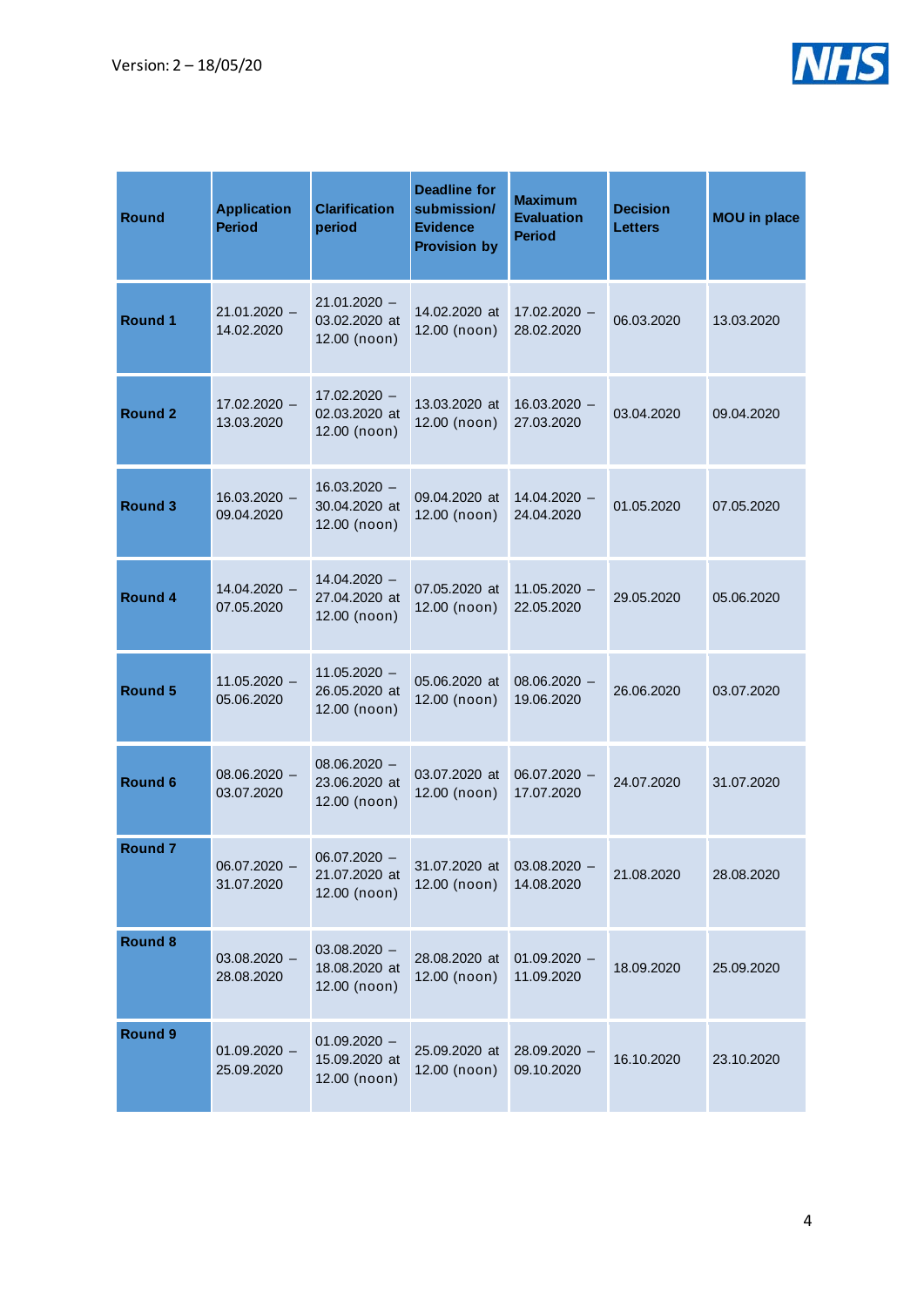| Round | Application Period | Clarification period | Deadline for submission/ Evidence Provision by | Maximum Evaluation Period | Decision Letters | MOU in place |
|---|---|---|---|---|---|---|
| **Round 1** | 21.01.2020 – 14.02.2020 | 21.01.2020 – 03.02.2020 at 12.00 (noon) | 14.02.2020 at 12.00 (noon) | 17.02.2020 – 28.02.2020 | 06.03.2020 | 13.03.2020 |
| **Round 2** | 17.02.2020 – 13.03.2020 | 17.02.2020 – 02.03.2020 at 12.00 (noon) | 13.03.2020 at 12.00 (noon) | 16.03.2020 – 27.03.2020 | 03.04.2020 | 09.04.2020 |
| **Round 3** | 16.03.2020 – 09.04.2020 | 16.03.2020 – 30.04.2020 at 12.00 (noon) | 09.04.2020 at 12.00 (noon) | 14.04.2020 – 24.04.2020 | 01.05.2020 | 07.05.2020 |
| **Round 4** | 14.04.2020 – 07.05.2020 | 14.04.2020 – 27.04.2020 at 12.00 (noon) | 07.05.2020 at 12.00 (noon) | 11.05.2020 – 22.05.2020 | 29.05.2020 | 05.06.2020 |
| **Round 5** | 11.05.2020 – 05.06.2020 | 11.05.2020 – 26.05.2020 at 12.00 (noon) | 05.06.2020 at 12.00 (noon) | 08.06.2020 – 19.06.2020 | 26.06.2020 | 03.07.2020 |
| **Round 6** | 08.06.2020 – 03.07.2020 | 08.06.2020 – 23.06.2020 at 12.00 (noon) | 03.07.2020 at 12.00 (noon) | 06.07.2020 – 17.07.2020 | 24.07.2020 | 31.07.2020 |
| **Round 7** | 06.07.2020 – 31.07.2020 | 06.07.2020 – 21.07.2020 at 12.00 (noon) | 31.07.2020 at 12.00 (noon) | 03.08.2020 – 14.08.2020 | 21.08.2020 | 28.08.2020 |
| **Round 8** | 03.08.2020 – 28.08.2020 | 03.08.2020 – 18.08.2020 at 12.00 (noon) | 28.08.2020 at 12.00 (noon) | 01.09.2020 – 11.09.2020 | 18.09.2020 | 25.09.2020 |
| **Round 9** | 01.09.2020 – 25.09.2020 | 01.09.2020 – 15.09.2020 at 12.00 (noon) | 25.09.2020 at 12.00 (noon) | 28.09.2020 – 09.10.2020 | 16.10.2020 | 23.10.2020 |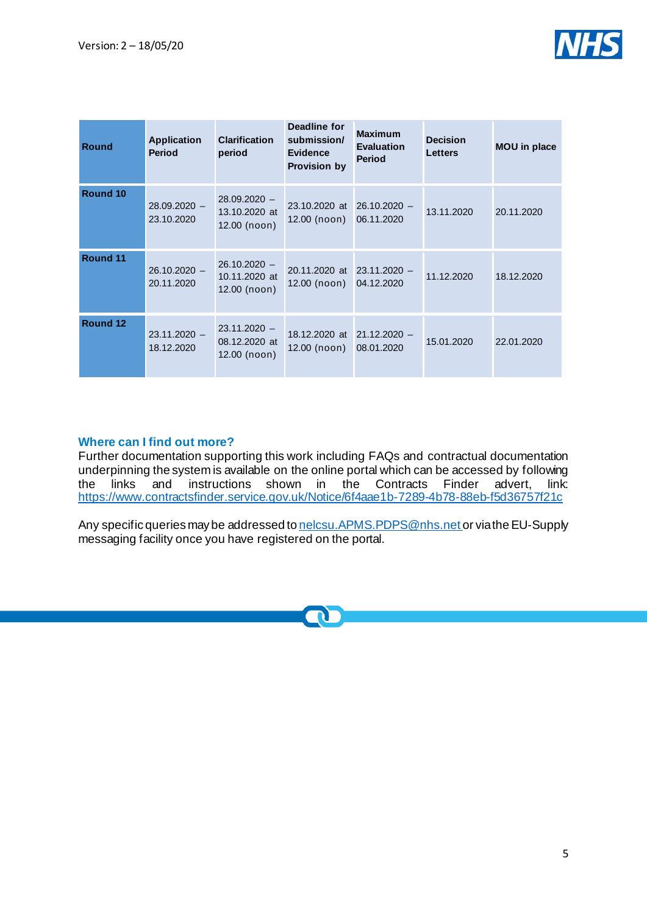| Round | Application Period | Clarification period | Deadline for submission/ Evidence Provision by | Maximum Evaluation Period | Decision Letters | MOU in place |
|---|---|---|---|---|---|---|
| **Round 10** | 28.09.2020 – 23.10.2020 | 28.09.2020 – 13.10.2020 at 12.00 (noon) | 23.10.2020 at 12.00 (noon) | 26.10.2020 – 06.11.2020 | 13.11.2020 | 20.11.2020 |
| **Round 11** | 26.10.2020 – 20.11.2020 | 26.10.2020 – 10.11.2020 at 12.00 (noon) | 20.11.2020 at 12.00 (noon) | 23.11.2020 – 04.12.2020 | 11.12.2020 | 18.12.2020 |
| **Round 12** | 23.11.2020 – 18.12.2020 | 23.11.2020 – 08.12.2020 at 12.00 (noon) | 18.12.2020 at 12.00 (noon) | 21.12.2020 – 08.01.2020 | 15.01.2020 | 22.01.2020 |

### Where can I find out more?

Further documentation supporting this work including FAQs and contractual documentation underpinning the system is available on the online portal which can be accessed by following the links and instructions shown in the Contracts Finder advert, link: https://www.contractsfinder.service.gov.uk/Notice/6f4aae1b-7289-4b78-88eb-f5d36757f21c

Any specific queries may be addressed to nelcsu.APMS.PDPS@nhs.net or via the EU-Supply messaging facility once you have registered on the portal.